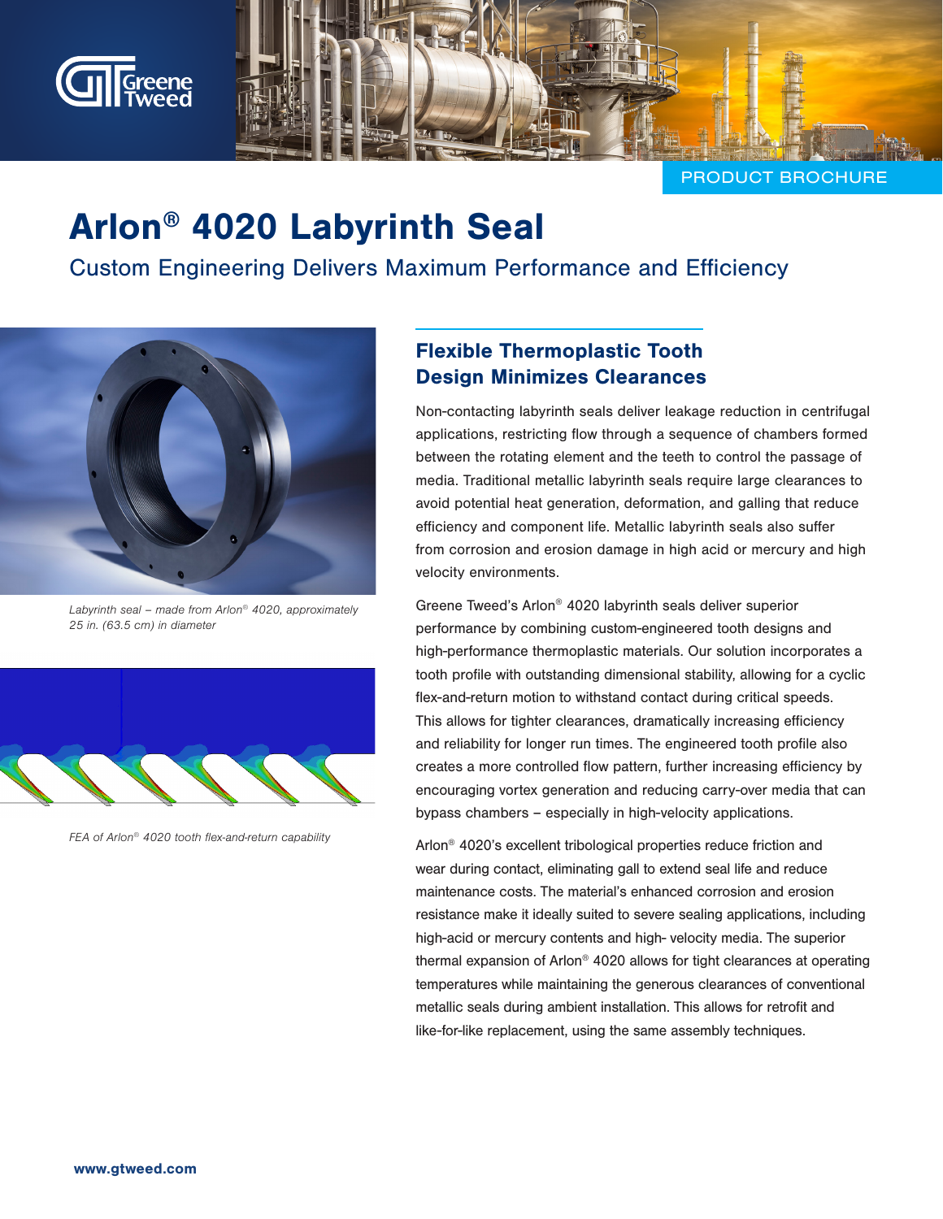PRODUCT BROCHURE

# Arlon® 4020 Labyrinth Seal

Custom Engineering Delivers Maximum Performance and Efficiency

*Labyrinth seal – made from Arlon® 4020, approximately 25 in. (63.5 cm) in diameter*

*FEA of Arlon® 4020 tooth flex-and-return capability*

## Flexible Thermoplastic Tooth Design Minimizes Clearances

Non-contacting labyrinth seals deliver leakage reduction in centrifugal applications, restricting flow through a sequence of chambers formed between the rotating element and the teeth to control the passage of media. Traditional metallic labyrinth seals require large clearances to avoid potential heat generation, deformation, and galling that reduce efficiency and component life. Metallic labyrinth seals also suffer from corrosion and erosion damage in high acid or mercury and high velocity environments.

Greene Tweed's Arlon® 4020 labyrinth seals deliver superior performance by combining custom-engineered tooth designs and high-performance thermoplastic materials. Our solution incorporates a tooth profile with outstanding dimensional stability, allowing for a cyclic flex-and-return motion to withstand contact during critical speeds. This allows for tighter clearances, dramatically increasing efficiency and reliability for longer run times. The engineered tooth profile also creates a more controlled flow pattern, further increasing efficiency by encouraging vortex generation and reducing carry-over media that can bypass chambers – especially in high-velocity applications.

Arlon® 4020's excellent tribological properties reduce friction and wear during contact, eliminating gall to extend seal life and reduce maintenance costs. The material's enhanced corrosion and erosion resistance make it ideally suited to severe sealing applications, including high-acid or mercury contents and high- velocity media. The superior thermal expansion of Arlon® 4020 allows for tight clearances at operating temperatures while maintaining the generous clearances of conventional metallic seals during ambient installation. This allows for retrofit and like-for-like replacement, using the same assembly techniques.

www.gtweed.com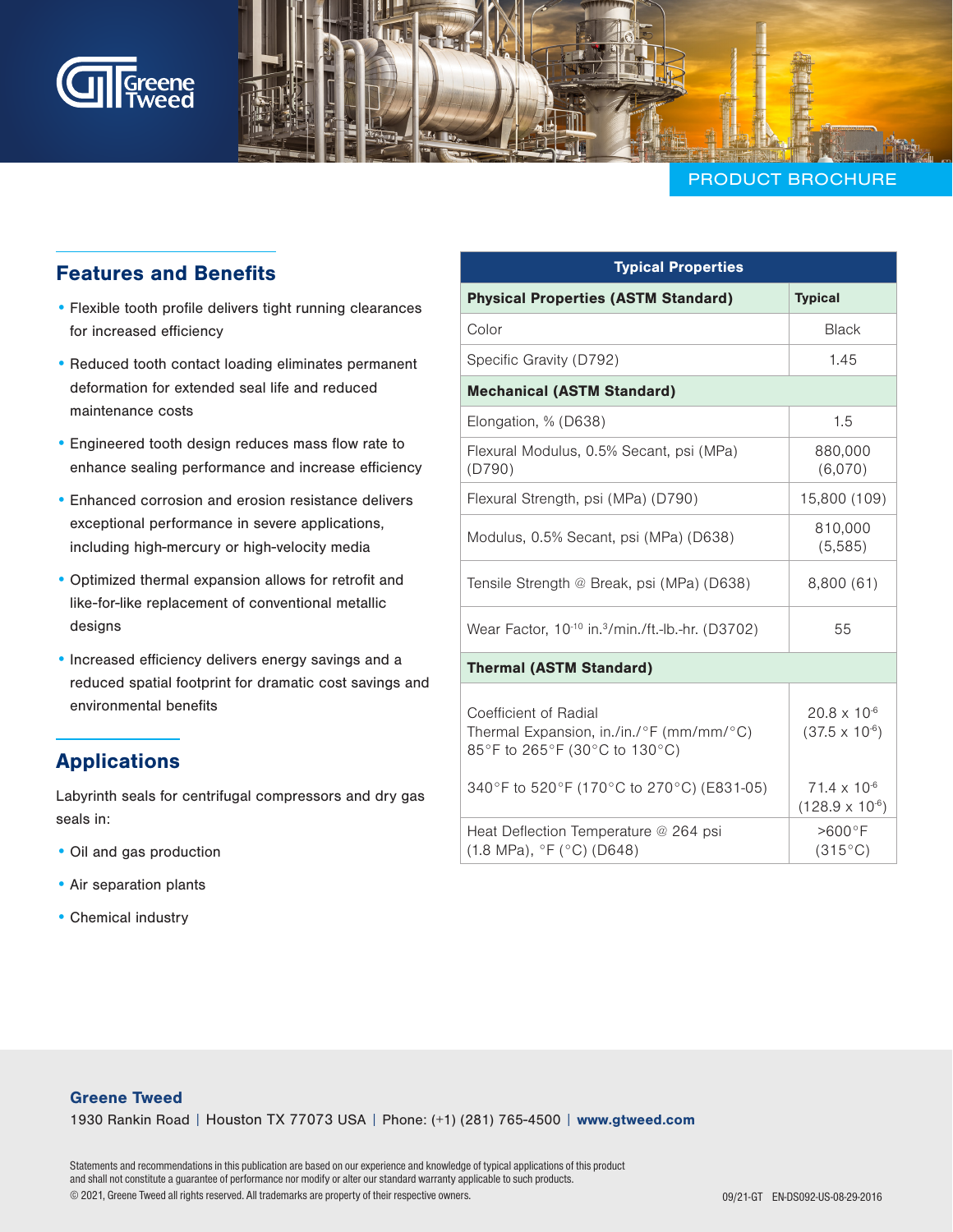PRODUCT BROCHURE

## Features and Benefits

- Flexible tooth profile delivers tight running clearances for increased efficiency
- Reduced tooth contact loading eliminates permanent deformation for extended seal life and reduced maintenance costs
- Engineered tooth design reduces mass flow rate to enhance sealing performance and increase efficiency
- Enhanced corrosion and erosion resistance delivers exceptional performance in severe applications, including high-mercury or high-velocity media
- Optimized thermal expansion allows for retrofit and like-for-like replacement of conventional metallic designs
- Increased efficiency delivers energy savings and a reduced spatial footprint for dramatic cost savings and environmental benefits

## Applications

Labyrinth seals for centrifugal compressors and dry gas seals in:

- Oil and gas production
- Air separation plants
- Chemical industry

| Typical Properties | |
|---|---|
| **Physical Properties (ASTM Standard)** | **Typical** |
| Color | Black |
| Specific Gravity (D792) | 1.45 |
| **Mechanical (ASTM Standard)** | |
| Elongation, % (D638) | 1.5 |
| Flexural Modulus, 0.5% Secant, psi (MPa) (D790) | 880,000 (6,070) |
| Flexural Strength, psi (MPa) (D790) | 15,800 (109) |
| Modulus, 0.5% Secant, psi (MPa) (D638) | 810,000 (5,585) |
| Tensile Strength @ Break, psi (MPa) (D638) | 8,800 (61) |
| Wear Factor, $10^{-10}$ in.$^3$/min./ft.-lb.-hr. (D3702) | 55 |
| **Thermal (ASTM Standard)** | |
| Coefficient of Radial Thermal Expansion, in./in./°F (mm/mm/°C) 85°F to 265°F (30°C to 130°C) | 20.8 x $10^{-6}$ (37.5 x $10^{-6}$) |
| 340°F to 520°F (170°C to 270°C) (E831-05) | 71.4 x $10^{-6}$ (128.9 x $10^{-6}$) |
| Heat Deflection Temperature @ 264 psi (1.8 MPa), °F (°C) (D648) | >600°F (315°C) |

**Greene Tweed**

1930 Rankin Road | Houston TX 77073 USA | Phone: (+1) (281) 765-4500 | **www.gtweed.com**

Statements and recommendations in this publication are based on our experience and knowledge of typical applications of this product and shall not constitute a guarantee of performance nor modify or alter our standard warranty applicable to such products.

© 2021, Greene Tweed all rights reserved. All trademarks are property of their respective owners.

09/21-GT EN-DS092-US-08-29-2016